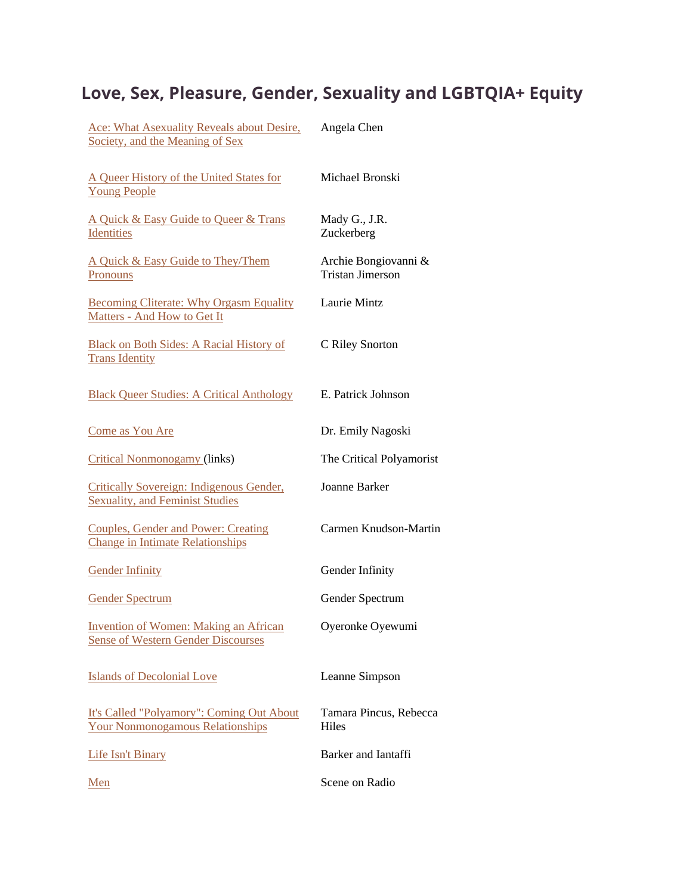# Love, Sex, Pleasure, Gender, Sexuality and LGBTQIA+ Equity

| | |
|---|---|
| Ace: What Asexuality Reveals about Desire, Society, and the Meaning of Sex | Angela Chen |
| A Queer History of the United States for Young People | Michael Bronski |
| A Quick & Easy Guide to Queer & Trans Identities | Mady G., J.R. Zuckerberg |
| A Quick & Easy Guide to They/Them Pronouns | Archie Bongiovanni & Tristan Jimerson |
| Becoming Cliterate: Why Orgasm Equality Matters - And How to Get It | Laurie Mintz |
| Black on Both Sides: A Racial History of Trans Identity | C Riley Snorton |
| Black Queer Studies: A Critical Anthology | E. Patrick Johnson |
| Come as You Are | Dr. Emily Nagoski |
| Critical Nonmonogamy (links) | The Critical Polyamorist |
| Critically Sovereign: Indigenous Gender, Sexuality, and Feminist Studies | Joanne Barker |
| Couples, Gender and Power: Creating Change in Intimate Relationships | Carmen Knudson-Martin |
| Gender Infinity | Gender Infinity |
| Gender Spectrum | Gender Spectrum |
| Invention of Women: Making an African Sense of Western Gender Discourses | Oyeronke Oyewumi |
| Islands of Decolonial Love | Leanne Simpson |
| It's Called "Polyamory": Coming Out About Your Nonmonogamous Relationships | Tamara Pincus, Rebecca Hiles |
| Life Isn't Binary | Barker and Iantaffi |
| Men | Scene on Radio |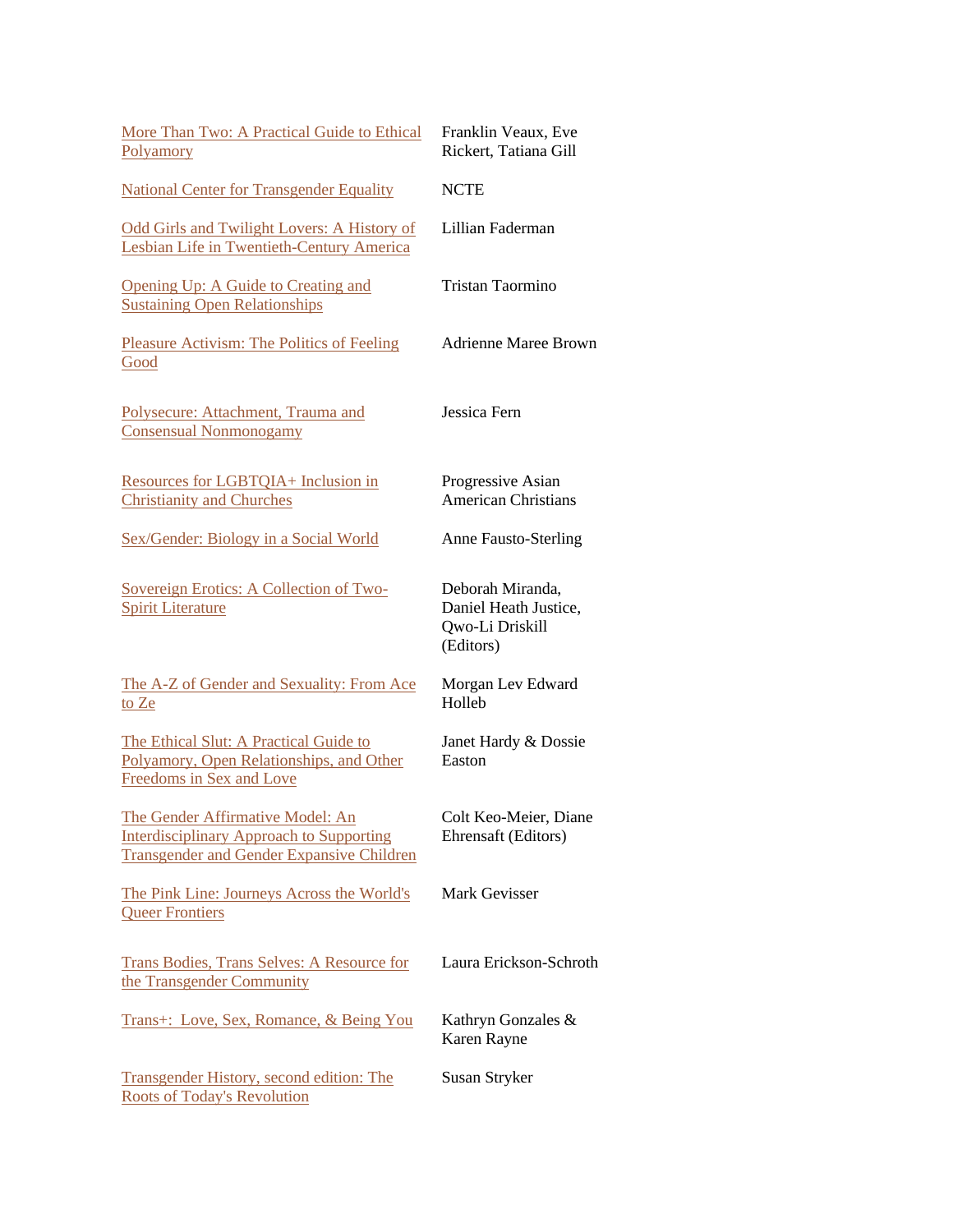| | |
|---|---|
| More Than Two: A Practical Guide to Ethical Polyamory | Franklin Veaux, Eve Rickert, Tatiana Gill |
| National Center for Transgender Equality | NCTE |
| Odd Girls and Twilight Lovers: A History of Lesbian Life in Twentieth-Century America | Lillian Faderman |
| Opening Up: A Guide to Creating and Sustaining Open Relationships | Tristan Taormino |
| Pleasure Activism: The Politics of Feeling Good | Adrienne Maree Brown |
| Polysecure: Attachment, Trauma and Consensual Nonmonogamy | Jessica Fern |
| Resources for LGBTQIA+ Inclusion in Christianity and Churches | Progressive Asian American Christians |
| Sex/Gender: Biology in a Social World | Anne Fausto-Sterling |
| Sovereign Erotics: A Collection of Two-Spirit Literature | Deborah Miranda, Daniel Heath Justice, Qwo-Li Driskill (Editors) |
| The A-Z of Gender and Sexuality: From Ace to Ze | Morgan Lev Edward Holleb |
| The Ethical Slut: A Practical Guide to Polyamory, Open Relationships, and Other Freedoms in Sex and Love | Janet Hardy & Dossie Easton |
| The Gender Affirmative Model: An Interdisciplinary Approach to Supporting Transgender and Gender Expansive Children | Colt Keo-Meier, Diane Ehrensaft (Editors) |
| The Pink Line: Journeys Across the World's Queer Frontiers | Mark Gevisser |
| Trans Bodies, Trans Selves: A Resource for the Transgender Community | Laura Erickson-Schroth |
| Trans+: Love, Sex, Romance, & Being You | Kathryn Gonzales & Karen Rayne |
| Transgender History, second edition: The Roots of Today's Revolution | Susan Stryker |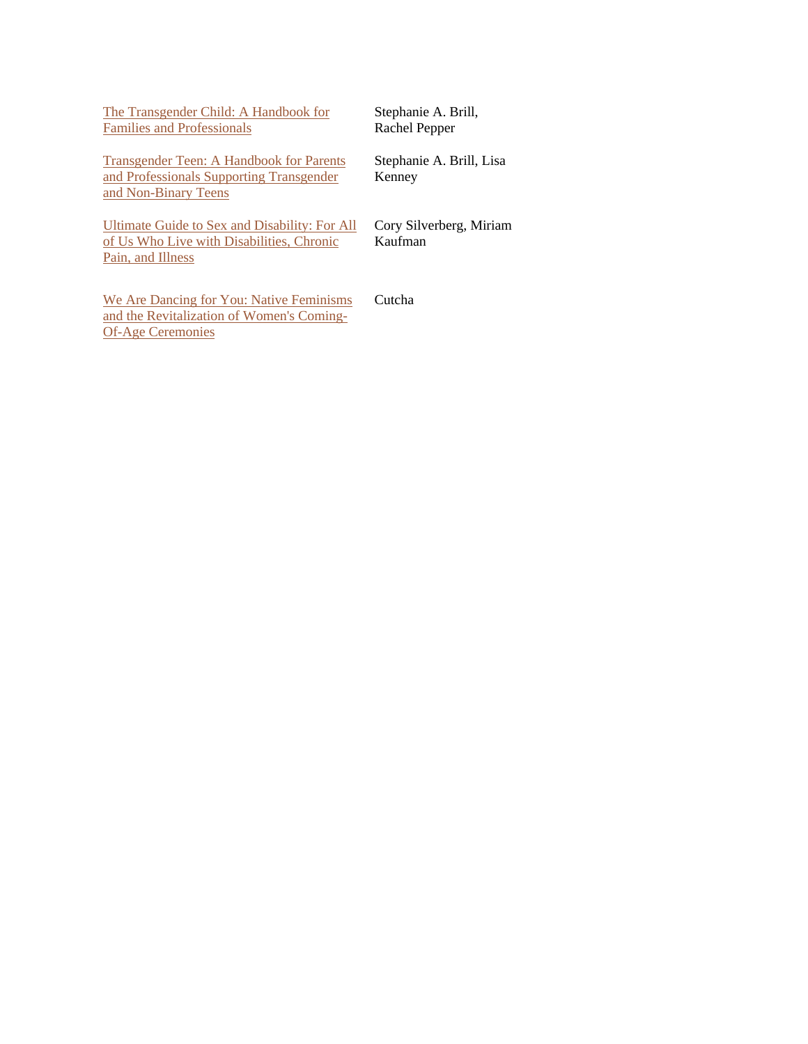| | |
|---|---|
| The Transgender Child: A Handbook for Families and Professionals | Stephanie A. Brill, Rachel Pepper |
| Transgender Teen: A Handbook for Parents and Professionals Supporting Transgender and Non-Binary Teens | Stephanie A. Brill, Lisa Kenney |
| Ultimate Guide to Sex and Disability: For All of Us Who Live with Disabilities, Chronic Pain, and Illness | Cory Silverberg, Miriam Kaufman |
| We Are Dancing for You: Native Feminisms and the Revitalization of Women's Coming-Of-Age Ceremonies | Cutcha |